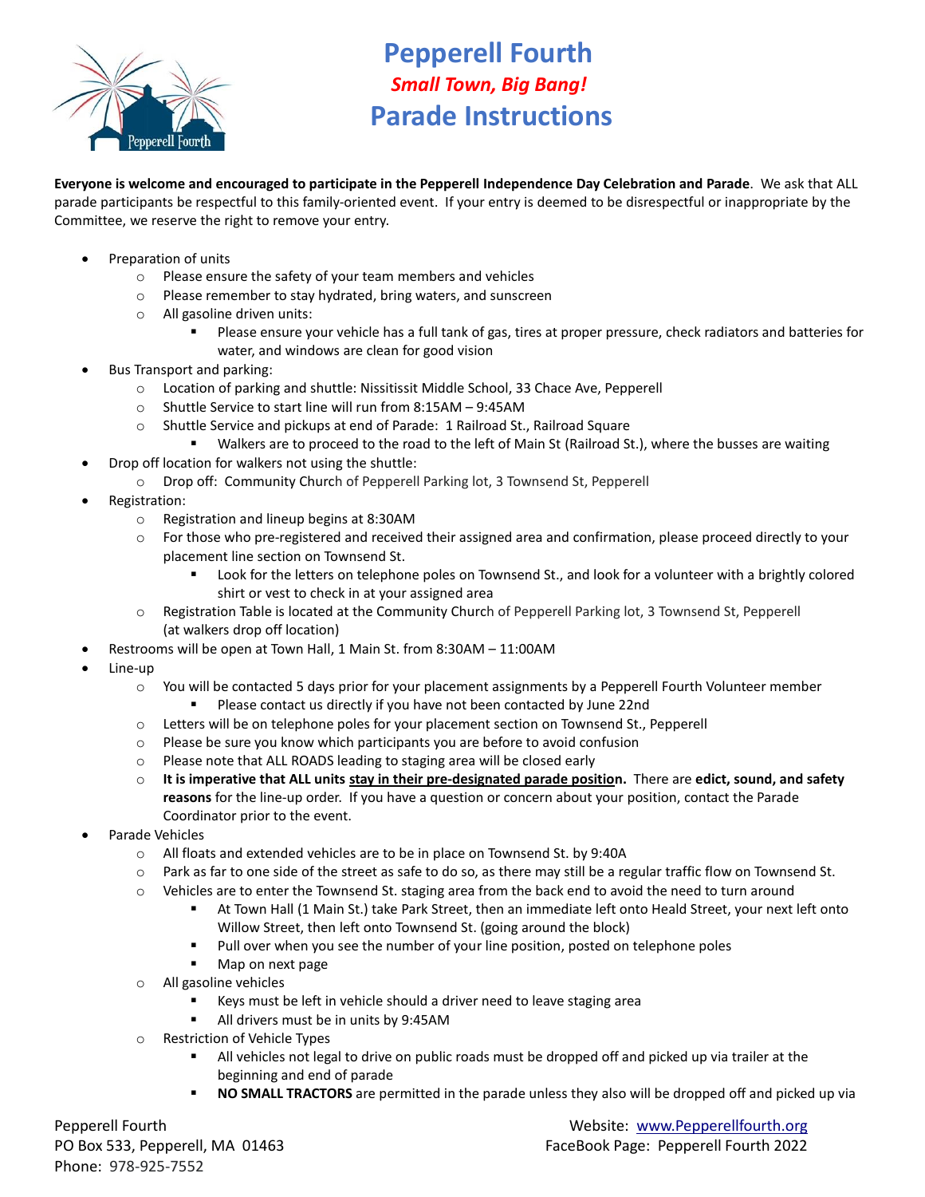# Pepperell Fourth

*Small Town, Big Bang!*

## Parade Instructions

**Everyone is welcome and encouraged to participate in the Pepperell Independence Day Celebration and Parade**. We ask that ALL parade participants be respectful to this family-oriented event. If your entry is deemed to be disrespectful or inappropriate by the Committee, we reserve the right to remove your entry.

- Preparation of units
  - Please ensure the safety of your team members and vehicles
  - Please remember to stay hydrated, bring waters, and sunscreen
  - All gasoline driven units:
    - Please ensure your vehicle has a full tank of gas, tires at proper pressure, check radiators and batteries for water, and windows are clean for good vision
- Bus Transport and parking:
  - Location of parking and shuttle: Nissitissit Middle School, 33 Chace Ave, Pepperell
  - Shuttle Service to start line will run from 8:15AM – 9:45AM
  - Shuttle Service and pickups at end of Parade: 1 Railroad St., Railroad Square
    - Walkers are to proceed to the road to the left of Main St (Railroad St.), where the busses are waiting
- Drop off location for walkers not using the shuttle:
  - Drop off: Community Church of Pepperell Parking lot, 3 Townsend St, Pepperell
- Registration:
  - Registration and lineup begins at 8:30AM
  - For those who pre-registered and received their assigned area and confirmation, please proceed directly to your placement line section on Townsend St.
    - Look for the letters on telephone poles on Townsend St., and look for a volunteer with a brightly colored shirt or vest to check in at your assigned area
  - Registration Table is located at the Community Church of Pepperell Parking lot, 3 Townsend St, Pepperell (at walkers drop off location)
- Restrooms will be open at Town Hall, 1 Main St. from 8:30AM – 11:00AM
- Line-up
  - You will be contacted 5 days prior for your placement assignments by a Pepperell Fourth Volunteer member
    - Please contact us directly if you have not been contacted by June 22nd
  - Letters will be on telephone poles for your placement section on Townsend St., Pepperell
  - Please be sure you know which participants you are before to avoid confusion
  - Please note that ALL ROADS leading to staging area will be closed early
  - **It is imperative that ALL units <u>stay in their pre-designated parade position</u>.** There are **edict, sound, and safety reasons** for the line-up order. If you have a question or concern about your position, contact the Parade Coordinator prior to the event.
- Parade Vehicles
  - All floats and extended vehicles are to be in place on Townsend St. by 9:40A
  - Park as far to one side of the street as safe to do so, as there may still be a regular traffic flow on Townsend St.
  - Vehicles are to enter the Townsend St. staging area from the back end to avoid the need to turn around
    - At Town Hall (1 Main St.) take Park Street, then an immediate left onto Heald Street, your next left onto Willow Street, then left onto Townsend St. (going around the block)
    - Pull over when you see the number of your line position, posted on telephone poles
    - Map on next page
  - All gasoline vehicles
    - Keys must be left in vehicle should a driver need to leave staging area
    - All drivers must be in units by 9:45AM
  - Restriction of Vehicle Types
    - All vehicles not legal to drive on public roads must be dropped off and picked up via trailer at the beginning and end of parade
    - **NO SMALL TRACTORS** are permitted in the parade unless they also will be dropped off and picked up via

Pepperell Fourth
PO Box 533, Pepperell, MA 01463
Phone: 978-925-7552

Website: www.Pepperellfourth.org
FaceBook Page: Pepperell Fourth 2022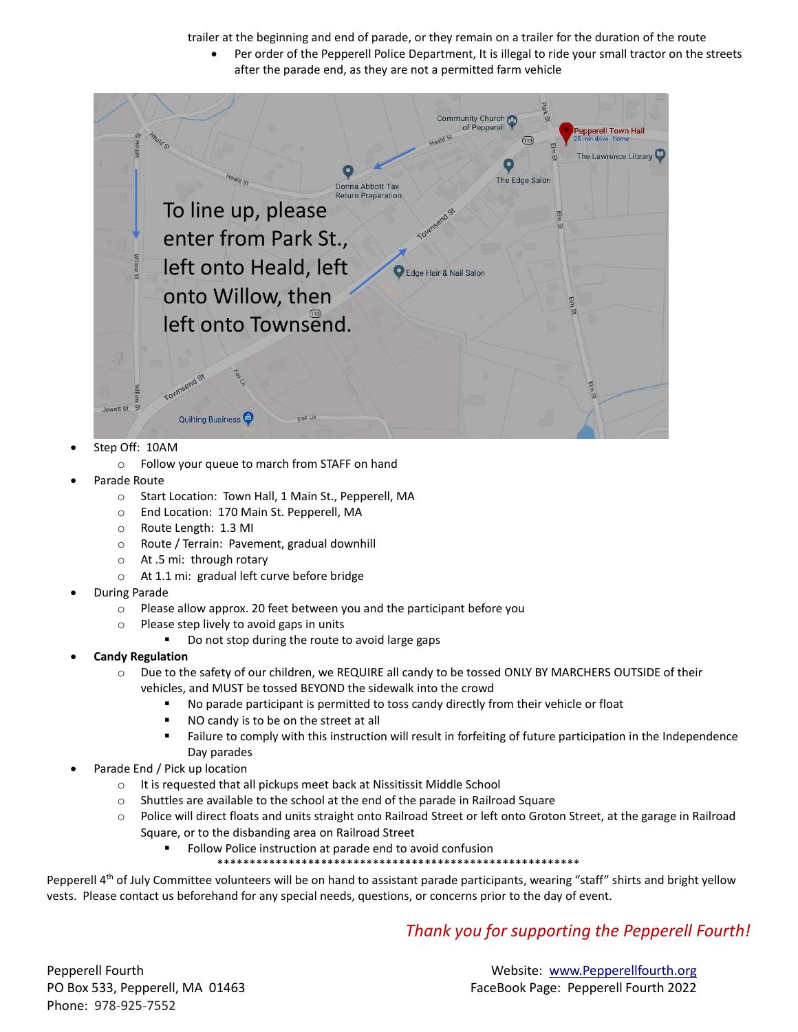trailer at the beginning and end of parade, or they remain on a trailer for the duration of the route

- Per order of the Pepperell Police Department, It is illegal to ride your small tractor on the streets after the parade end, as they are not a permitted farm vehicle

To line up, please enter from Park St., left onto Heald, left onto Willow, then left onto Townsend.

- Step Off: 10AM
  - Follow your queue to march from STAFF on hand
- Parade Route
  - Start Location: Town Hall, 1 Main St., Pepperell, MA
  - End Location: 170 Main St. Pepperell, MA
  - Route Length: 1.3 MI
  - Route / Terrain: Pavement, gradual downhill
  - At .5 mi: through rotary
  - At 1.1 mi: gradual left curve before bridge
- During Parade
  - Please allow approx. 20 feet between you and the participant before you
  - Please step lively to avoid gaps in units
    - Do not stop during the route to avoid large gaps
- **Candy Regulation**
  - Due to the safety of our children, we REQUIRE all candy to be tossed ONLY BY MARCHERS OUTSIDE of their vehicles, and MUST be tossed BEYOND the sidewalk into the crowd
    - No parade participant is permitted to toss candy directly from their vehicle or float
    - NO candy is to be on the street at all
    - Failure to comply with this instruction will result in forfeiting of future participation in the Independence Day parades
- Parade End / Pick up location
  - It is requested that all pickups meet back at Nissitissit Middle School
  - Shuttles are available to the school at the end of the parade in Railroad Square
  - Police will direct floats and units straight onto Railroad Street or left onto Groton Street, at the garage in Railroad Square, or to the disbanding area on Railroad Street
    - Follow Police instruction at parade end to avoid confusion

*********************************************************

Pepperell 4th of July Committee volunteers will be on hand to assistant parade participants, wearing "staff" shirts and bright yellow vests. Please contact us beforehand for any special needs, questions, or concerns prior to the day of event.

*Thank you for supporting the Pepperell Fourth!*

Pepperell Fourth
PO Box 533, Pepperell, MA 01463
Phone: 978-925-7552

Website: [www.Pepperellfourth.org](http://www.Pepperellfourth.org)
FaceBook Page: Pepperell Fourth 2022